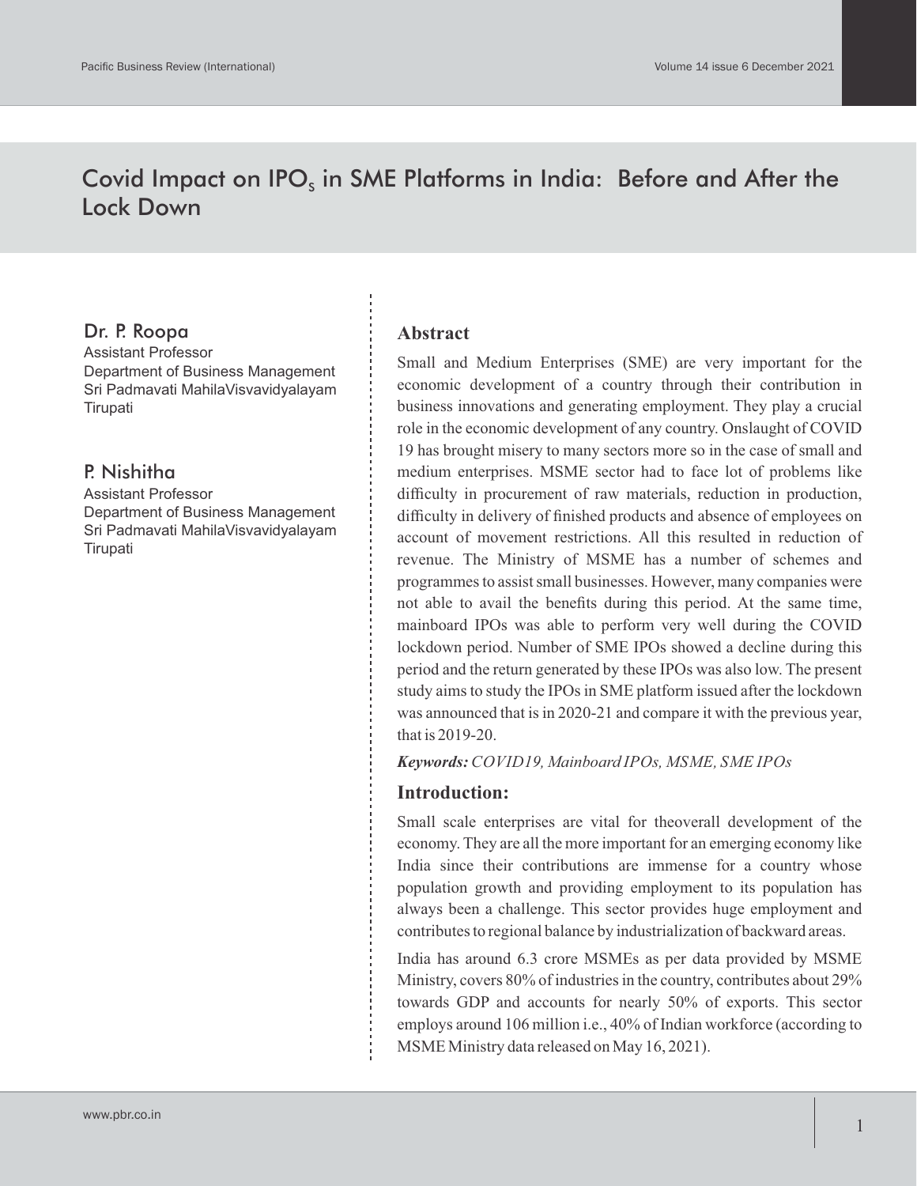# Covid Impact on $IPO_s$ in SME Platforms in India: Before and After the Lock Down

**Dr. P. Roopa**
Assistant Professor
Department of Business Management
Sri Padmavati MahilaVisvavidyalayam
Tirupati

**P. Nishitha**
Assistant Professor
Department of Business Management
Sri Padmavati MahilaVisvavidyalayam
Tirupati

## Abstract

Small and Medium Enterprises (SME) are very important for the economic development of a country through their contribution in business innovations and generating employment. They play a crucial role in the economic development of any country. Onslaught of COVID 19 has brought misery to many sectors more so in the case of small and medium enterprises. MSME sector had to face lot of problems like difficulty in procurement of raw materials, reduction in production, difficulty in delivery of finished products and absence of employees on account of movement restrictions. All this resulted in reduction of revenue. The Ministry of MSME has a number of schemes and programmes to assist small businesses. However, many companies were not able to avail the benefits during this period. At the same time, mainboard IPOs was able to perform very well during the COVID lockdown period. Number of SME IPOs showed a decline during this period and the return generated by these IPOs was also low. The present study aims to study the IPOs in SME platform issued after the lockdown was announced that is in 2020-21 and compare it with the previous year, that is 2019-20.

***Keywords:*** *COVID19, Mainboard IPOs, MSME, SME IPOs*

## Introduction:

Small scale enterprises are vital for theoverall development of the economy. They are all the more important for an emerging economy like India since their contributions are immense for a country whose population growth and providing employment to its population has always been a challenge. This sector provides huge employment and contributes to regional balance by industrialization of backward areas.

India has around 6.3 crore MSMEs as per data provided by MSME Ministry, covers 80% of industries in the country, contributes about 29% towards GDP and accounts for nearly 50% of exports. This sector employs around 106 million i.e., 40% of Indian workforce (according to MSME Ministry data released on May 16, 2021).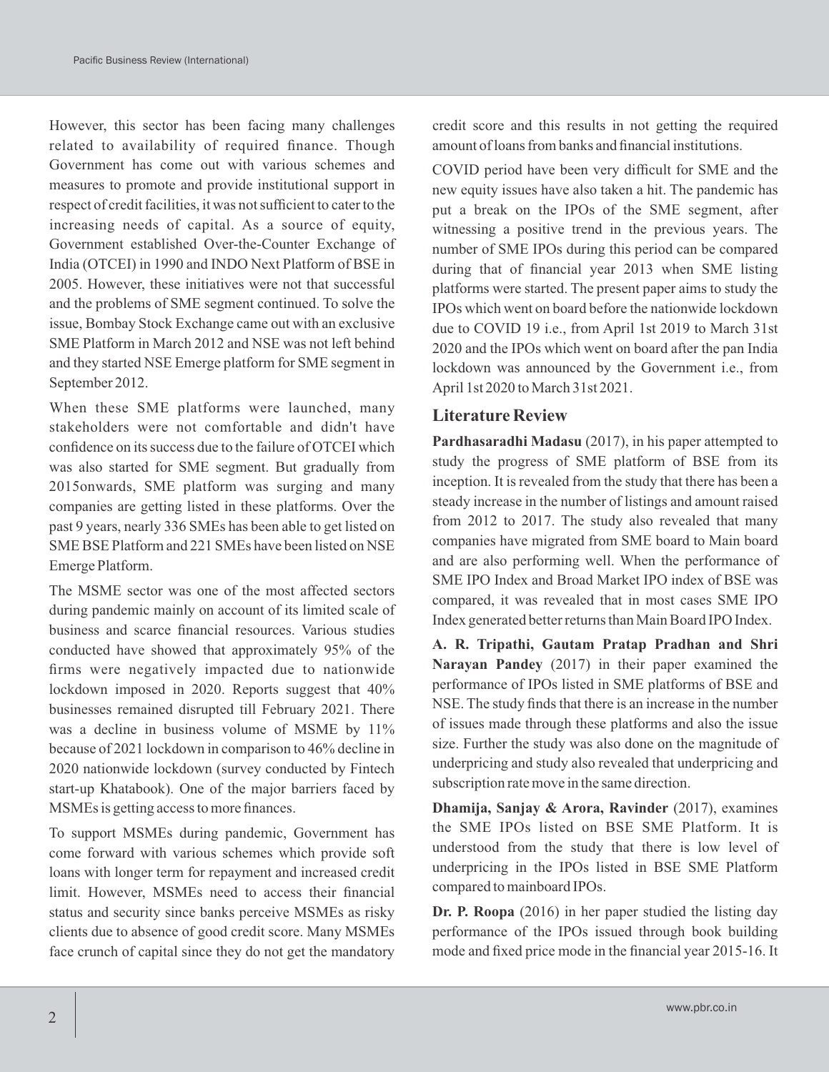However, this sector has been facing many challenges related to availability of required finance. Though Government has come out with various schemes and measures to promote and provide institutional support in respect of credit facilities, it was not sufficient to cater to the increasing needs of capital. As a source of equity, Government established Over-the-Counter Exchange of India (OTCEI) in 1990 and INDO Next Platform of BSE in 2005. However, these initiatives were not that successful and the problems of SME segment continued. To solve the issue, Bombay Stock Exchange came out with an exclusive SME Platform in March 2012 and NSE was not left behind and they started NSE Emerge platform for SME segment in September 2012.

When these SME platforms were launched, many stakeholders were not comfortable and didn't have confidence on its success due to the failure of OTCEI which was also started for SME segment. But gradually from 2015onwards, SME platform was surging and many companies are getting listed in these platforms. Over the past 9 years, nearly 336 SMEs has been able to get listed on SME BSE Platform and 221 SMEs have been listed on NSE Emerge Platform.

The MSME sector was one of the most affected sectors during pandemic mainly on account of its limited scale of business and scarce financial resources. Various studies conducted have showed that approximately 95% of the firms were negatively impacted due to nationwide lockdown imposed in 2020. Reports suggest that 40% businesses remained disrupted till February 2021. There was a decline in business volume of MSME by 11% because of 2021 lockdown in comparison to 46% decline in 2020 nationwide lockdown (survey conducted by Fintech start-up Khatabook). One of the major barriers faced by MSMEs is getting access to more finances.

To support MSMEs during pandemic, Government has come forward with various schemes which provide soft loans with longer term for repayment and increased credit limit. However, MSMEs need to access their financial status and security since banks perceive MSMEs as risky clients due to absence of good credit score. Many MSMEs face crunch of capital since they do not get the mandatory credit score and this results in not getting the required amount of loans from banks and financial institutions.

COVID period have been very difficult for SME and the new equity issues have also taken a hit. The pandemic has put a break on the IPOs of the SME segment, after witnessing a positive trend in the previous years. The number of SME IPOs during this period can be compared during that of financial year 2013 when SME listing platforms were started. The present paper aims to study the IPOs which went on board before the nationwide lockdown due to COVID 19 i.e., from April 1st 2019 to March 31st 2020 and the IPOs which went on board after the pan India lockdown was announced by the Government i.e., from April 1st 2020 to March 31st 2021.

## Literature Review

**Pardhasaradhi Madasu** (2017), in his paper attempted to study the progress of SME platform of BSE from its inception. It is revealed from the study that there has been a steady increase in the number of listings and amount raised from 2012 to 2017. The study also revealed that many companies have migrated from SME board to Main board and are also performing well. When the performance of SME IPO Index and Broad Market IPO index of BSE was compared, it was revealed that in most cases SME IPO Index generated better returns than Main Board IPO Index.

**A. R. Tripathi, Gautam Pratap Pradhan and Shri Narayan Pandey** (2017) in their paper examined the performance of IPOs listed in SME platforms of BSE and NSE. The study finds that there is an increase in the number of issues made through these platforms and also the issue size. Further the study was also done on the magnitude of underpricing and study also revealed that underpricing and subscription rate move in the same direction.

**Dhamija, Sanjay & Arora, Ravinder** (2017), examines the SME IPOs listed on BSE SME Platform. It is understood from the study that there is low level of underpricing in the IPOs listed in BSE SME Platform compared to mainboard IPOs.

**Dr. P. Roopa** (2016) in her paper studied the listing day performance of the IPOs issued through book building mode and fixed price mode in the financial year 2015-16. It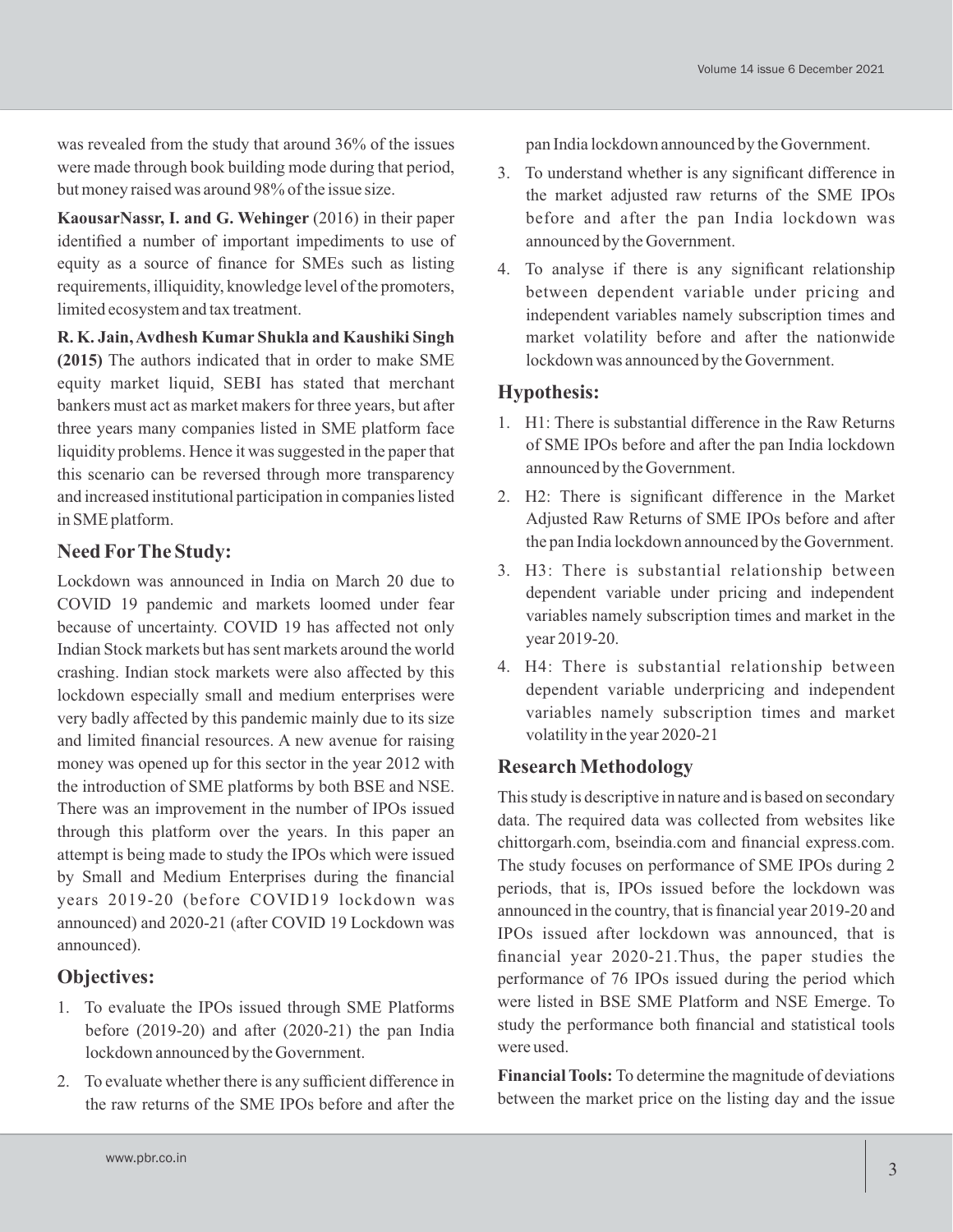was revealed from the study that around 36% of the issues were made through book building mode during that period, but money raised was around 98% of the issue size.

**KaousarNassr, I. and G. Wehinger** (2016) in their paper identified a number of important impediments to use of equity as a source of finance for SMEs such as listing requirements, illiquidity, knowledge level of the promoters, limited ecosystem and tax treatment.

**R. K. Jain, Avdhesh Kumar Shukla and Kaushiki Singh (2015)** The authors indicated that in order to make SME equity market liquid, SEBI has stated that merchant bankers must act as market makers for three years, but after three years many companies listed in SME platform face liquidity problems. Hence it was suggested in the paper that this scenario can be reversed through more transparency and increased institutional participation in companies listed in SME platform.

## Need For The Study:

Lockdown was announced in India on March 20 due to COVID 19 pandemic and markets loomed under fear because of uncertainty. COVID 19 has affected not only Indian Stock markets but has sent markets around the world crashing. Indian stock markets were also affected by this lockdown especially small and medium enterprises were very badly affected by this pandemic mainly due to its size and limited financial resources. A new avenue for raising money was opened up for this sector in the year 2012 with the introduction of SME platforms by both BSE and NSE. There was an improvement in the number of IPOs issued through this platform over the years. In this paper an attempt is being made to study the IPOs which were issued by Small and Medium Enterprises during the financial years 2019-20 (before COVID19 lockdown was announced) and 2020-21 (after COVID 19 Lockdown was announced).

## Objectives:

1. To evaluate the IPOs issued through SME Platforms before (2019-20) and after (2020-21) the pan India lockdown announced by the Government.
2. To evaluate whether there is any sufficient difference in the raw returns of the SME IPOs before and after the pan India lockdown announced by the Government.
3. To understand whether is any significant difference in the market adjusted raw returns of the SME IPOs before and after the pan India lockdown was announced by the Government.
4. To analyse if there is any significant relationship between dependent variable under pricing and independent variables namely subscription times and market volatility before and after the nationwide lockdown was announced by the Government.

## Hypothesis:

1. H1: There is substantial difference in the Raw Returns of SME IPOs before and after the pan India lockdown announced by the Government.
2. H2: There is significant difference in the Market Adjusted Raw Returns of SME IPOs before and after the pan India lockdown announced by the Government.
3. H3: There is substantial relationship between dependent variable under pricing and independent variables namely subscription times and market in the year 2019-20.
4. H4: There is substantial relationship between dependent variable underpricing and independent variables namely subscription times and market volatility in the year 2020-21

## Research Methodology

This study is descriptive in nature and is based on secondary data. The required data was collected from websites like chittorgarh.com, bseindia.com and financial express.com. The study focuses on performance of SME IPOs during 2 periods, that is, IPOs issued before the lockdown was announced in the country, that is financial year 2019-20 and IPOs issued after lockdown was announced, that is financial year 2020-21.Thus, the paper studies the performance of 76 IPOs issued during the period which were listed in BSE SME Platform and NSE Emerge. To study the performance both financial and statistical tools were used.

**Financial Tools:** To determine the magnitude of deviations between the market price on the listing day and the issue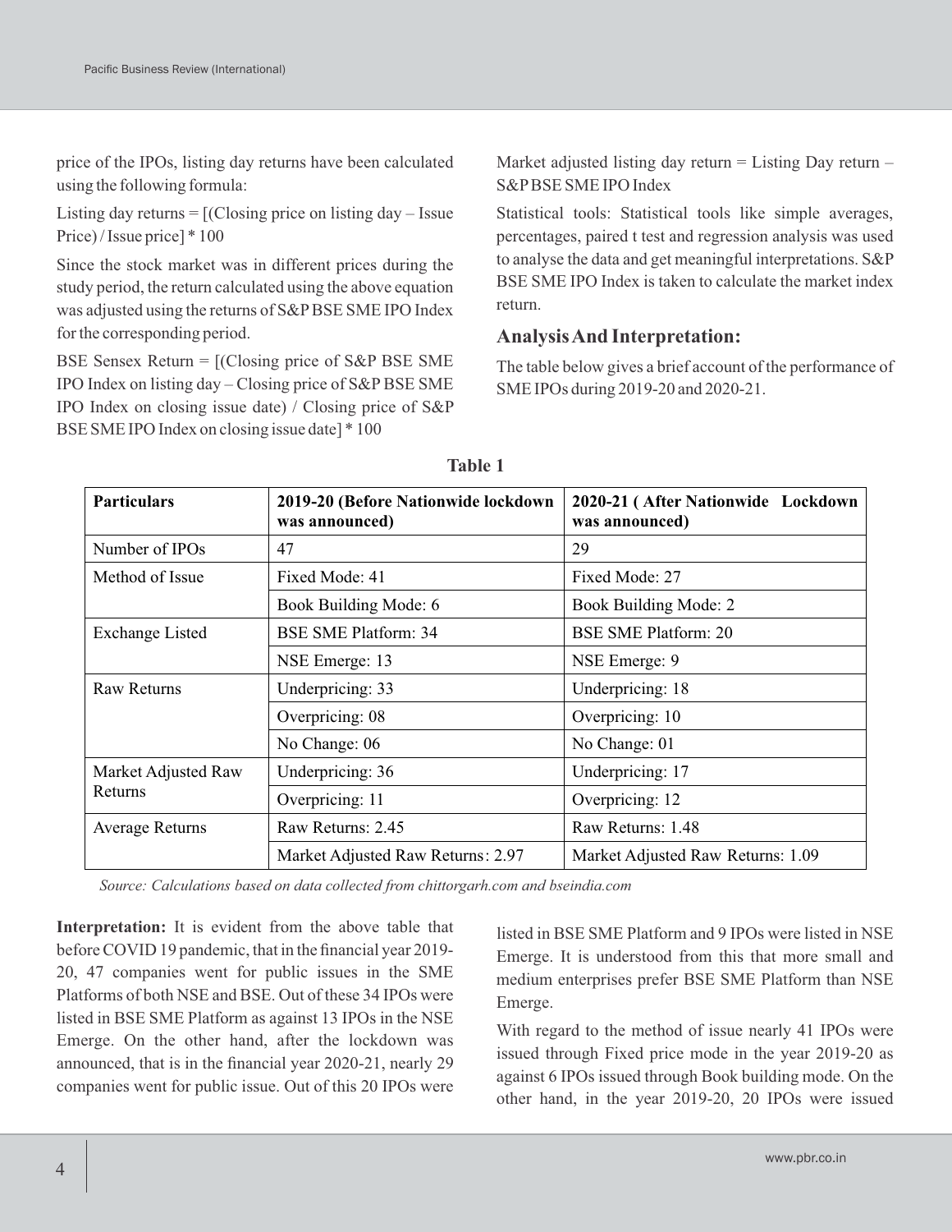price of the IPOs, listing day returns have been calculated using the following formula:

Listing day returns = [(Closing price on listing day – Issue Price) / Issue price] * 100

Since the stock market was in different prices during the study period, the return calculated using the above equation was adjusted using the returns of S&P BSE SME IPO Index for the corresponding period.

BSE Sensex Return = [(Closing price of S&P BSE SME IPO Index on listing day – Closing price of S&P BSE SME IPO Index on closing issue date) / Closing price of S&P BSE SME IPO Index on closing issue date] * 100

Market adjusted listing day return = Listing Day return – S&P BSE SME IPO Index

Statistical tools: Statistical tools like simple averages, percentages, paired t test and regression analysis was used to analyse the data and get meaningful interpretations. S&P BSE SME IPO Index is taken to calculate the market index return.

## Analysis And Interpretation:

The table below gives a brief account of the performance of SME IPOs during 2019-20 and 2020-21.

**Table 1**

| Particulars | 2019-20 (Before Nationwide lockdown was announced) | 2020-21 ( After Nationwide Lockdown was announced) |
|---|---|---|
| Number of IPOs | 47 | 29 |
| Method of Issue | Fixed Mode: 41 | Fixed Mode: 27 |
| | Book Building Mode: 6 | Book Building Mode: 2 |
| Exchange Listed | BSE SME Platform: 34 | BSE SME Platform: 20 |
| | NSE Emerge: 13 | NSE Emerge: 9 |
| Raw Returns | Underpricing: 33 | Underpricing: 18 |
| | Overpricing: 08 | Overpricing: 10 |
| | No Change: 06 | No Change: 01 |
| Market Adjusted Raw Returns | Underpricing: 36 | Underpricing: 17 |
| | Overpricing: 11 | Overpricing: 12 |
| Average Returns | Raw Returns: 2.45 | Raw Returns: 1.48 |
| | Market Adjusted Raw Returns: 2.97 | Market Adjusted Raw Returns: 1.09 |

*Source: Calculations based on data collected from chittorgarh.com and bseindia.com*

**Interpretation:** It is evident from the above table that before COVID 19 pandemic, that in the financial year 2019-20, 47 companies went for public issues in the SME Platforms of both NSE and BSE. Out of these 34 IPOs were listed in BSE SME Platform as against 13 IPOs in the NSE Emerge. On the other hand, after the lockdown was announced, that is in the financial year 2020-21, nearly 29 companies went for public issue. Out of this 20 IPOs were listed in BSE SME Platform and 9 IPOs were listed in NSE Emerge. It is understood from this that more small and medium enterprises prefer BSE SME Platform than NSE Emerge.

With regard to the method of issue nearly 41 IPOs were issued through Fixed price mode in the year 2019-20 as against 6 IPOs issued through Book building mode. On the other hand, in the year 2019-20, 20 IPOs were issued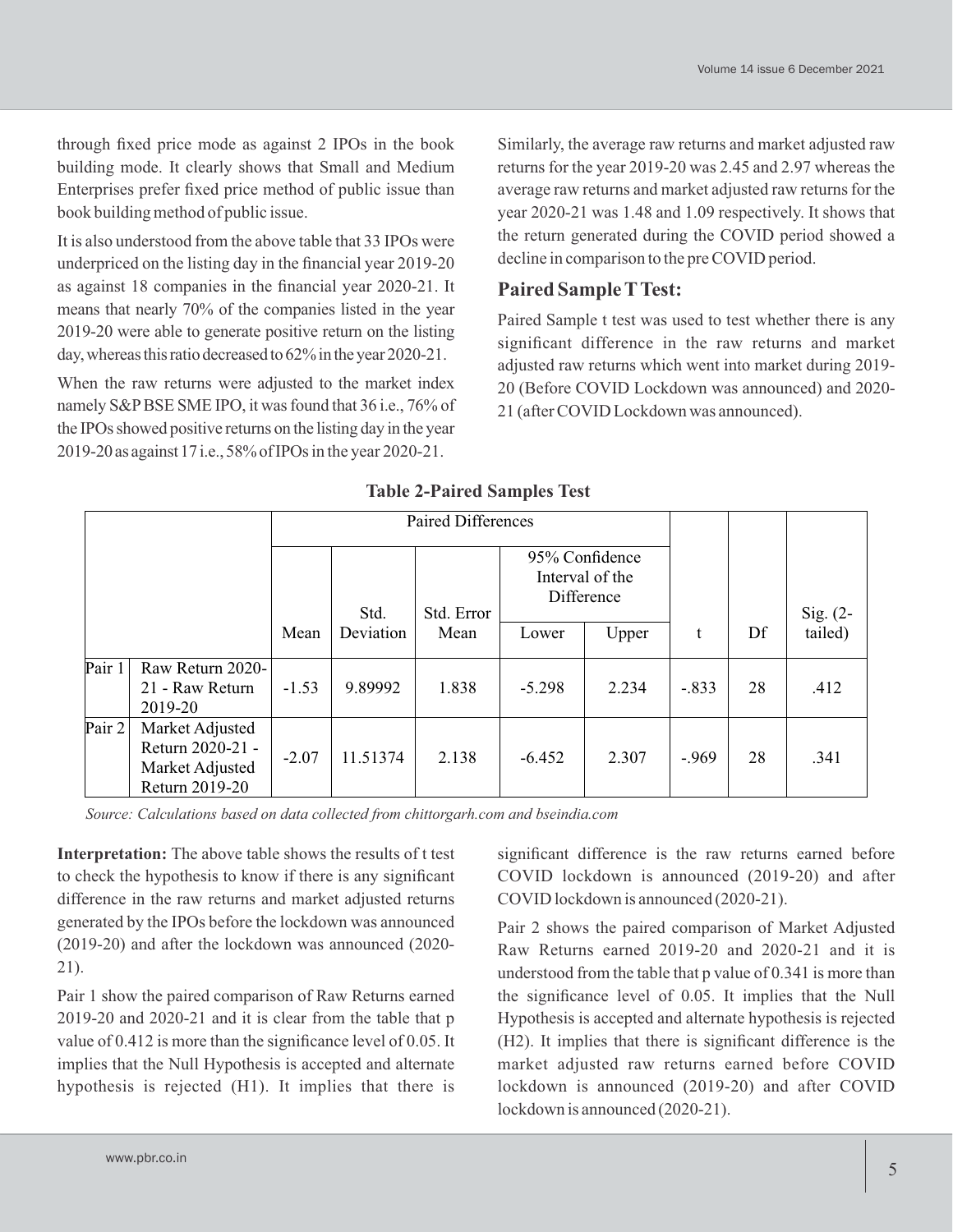through fixed price mode as against 2 IPOs in the book building mode. It clearly shows that Small and Medium Enterprises prefer fixed price method of public issue than book building method of public issue.

It is also understood from the above table that 33 IPOs were underpriced on the listing day in the financial year 2019-20 as against 18 companies in the financial year 2020-21. It means that nearly 70% of the companies listed in the year 2019-20 were able to generate positive return on the listing day, whereas this ratio decreased to 62% in the year 2020-21.

When the raw returns were adjusted to the market index namely S&P BSE SME IPO, it was found that 36 i.e., 76% of the IPOs showed positive returns on the listing day in the year 2019-20 as against 17 i.e., 58% of IPOs in the year 2020-21.

Similarly, the average raw returns and market adjusted raw returns for the year 2019-20 was 2.45 and 2.97 whereas the average raw returns and market adjusted raw returns for the year 2020-21 was 1.48 and 1.09 respectively. It shows that the return generated during the COVID period showed a decline in comparison to the pre COVID period.

## Paired Sample T Test:

Paired Sample t test was used to test whether there is any significant difference in the raw returns and market adjusted raw returns which went into market during 2019-20 (Before COVID Lockdown was announced) and 2020-21 (after COVID Lockdown was announced).

**Table 2-Paired Samples Test**

| | | Paired Differences | | | | | | | |
|---|---|---|---|---|---|---|---|---|---|
| | | | | | 95% Confidence Interval of the Difference | | | | |
| | | Mean | Std. Deviation | Std. Error Mean | Lower | Upper | t | Df | Sig. (2-tailed) |
| Pair 1 | Raw Return 2020-21 - Raw Return 2019-20 | -1.53 | 9.89992 | 1.838 | -5.298 | 2.234 | -.833 | 28 | .412 |
| Pair 2 | Market Adjusted Return 2020-21 - Market Adjusted Return 2019-20 | -2.07 | 11.51374 | 2.138 | -6.452 | 2.307 | -.969 | 28 | .341 |

*Source: Calculations based on data collected from chittorgarh.com and bseindia.com*

**Interpretation:** The above table shows the results of t test to check the hypothesis to know if there is any significant difference in the raw returns and market adjusted returns generated by the IPOs before the lockdown was announced (2019-20) and after the lockdown was announced (2020-21).

Pair 1 show the paired comparison of Raw Returns earned 2019-20 and 2020-21 and it is clear from the table that p value of 0.412 is more than the significance level of 0.05. It implies that the Null Hypothesis is accepted and alternate hypothesis is rejected (H1). It implies that there is significant difference is the raw returns earned before COVID lockdown is announced (2019-20) and after COVID lockdown is announced (2020-21).

Pair 2 shows the paired comparison of Market Adjusted Raw Returns earned 2019-20 and 2020-21 and it is understood from the table that p value of 0.341 is more than the significance level of 0.05. It implies that the Null Hypothesis is accepted and alternate hypothesis is rejected (H2). It implies that there is significant difference is the market adjusted raw returns earned before COVID lockdown is announced (2019-20) and after COVID lockdown is announced (2020-21).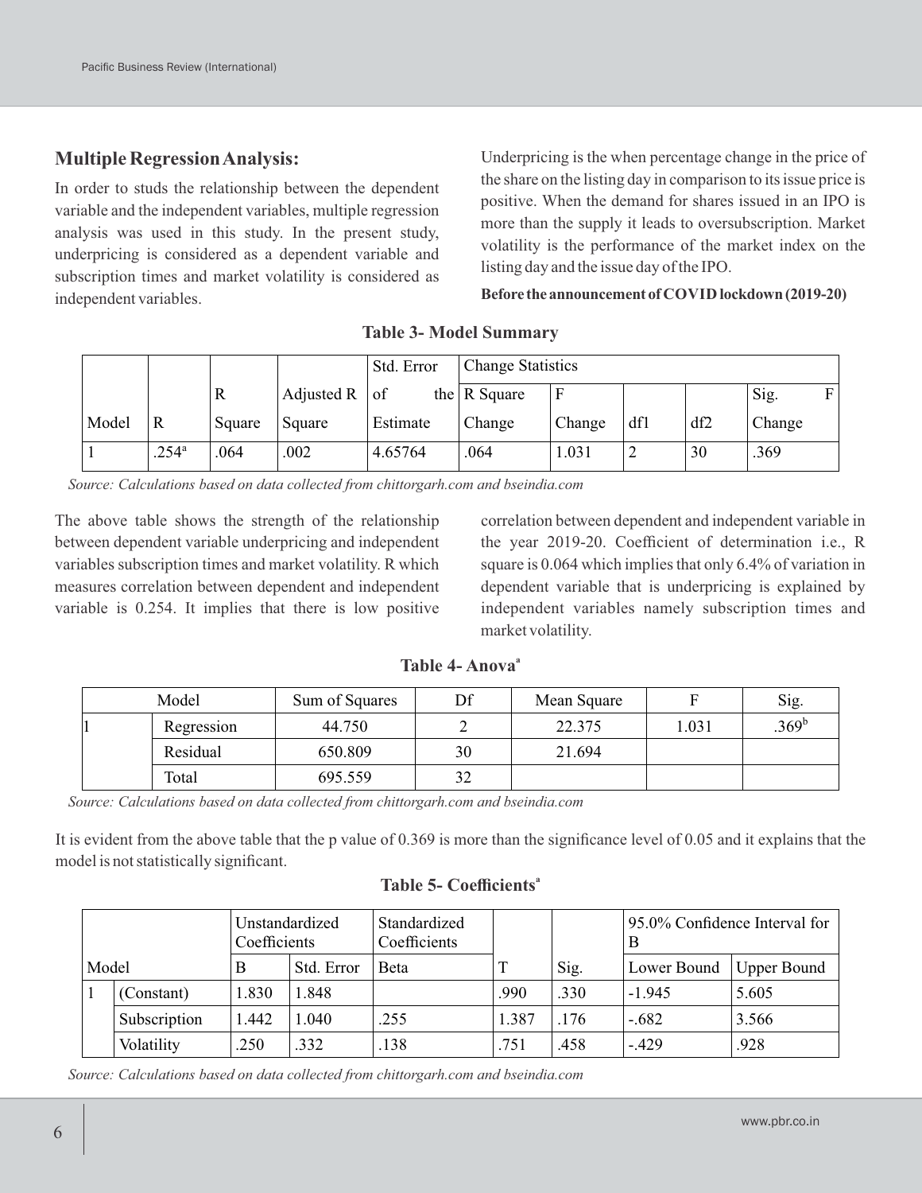## Multiple Regression Analysis:

In order to studs the relationship between the dependent variable and the independent variables, multiple regression analysis was used in this study. In the present study, underpricing is considered as a dependent variable and subscription times and market volatility is considered as independent variables.

Underpricing is the when percentage change in the price of the share on the listing day in comparison to its issue price is positive. When the demand for shares issued in an IPO is more than the supply it leads to oversubscription. Market volatility is the performance of the market index on the listing day and the issue day of the IPO.

**Before the announcement of COVID lockdown (2019-20)**

**Table 3- Model Summary**

| Model | R | R Square | Adjusted R Square | Std. Error of the Estimate | Change Statistics | | | | |
|---|---|---|---|---|---|---|---|---|---|
| | | | | | R Square Change | F Change | df1 | df2 | Sig. F Change |
| 1 | .254[a] | .064 | .002 | 4.65764 | .064 | 1.031 | 2 | 30 | .369 |

*Source: Calculations based on data collected from chittorgarh.com and bseindia.com*

The above table shows the strength of the relationship between dependent variable underpricing and independent variables subscription times and market volatility. R which measures correlation between dependent and independent variable is 0.254. It implies that there is low positive correlation between dependent and independent variable in the year 2019-20. Coefficient of determination i.e., R square is 0.064 which implies that only 6.4% of variation in dependent variable that is underpricing is explained by independent variables namely subscription times and market volatility.

**Table 4- Anova[a]**

| Model | | Sum of Squares | Df | Mean Square | F | Sig. |
|---|---|---|---|---|---|---|
| 1 | Regression | 44.750 | 2 | 22.375 | 1.031 | .369[b] |
| | Residual | 650.809 | 30 | 21.694 | | |
| | Total | 695.559 | 32 | | | |

*Source: Calculations based on data collected from chittorgarh.com and bseindia.com*

It is evident from the above table that the p value of 0.369 is more than the significance level of 0.05 and it explains that the model is not statistically significant.

**Table 5- Coefficients[a]**

| Model | | Unstandardized Coefficients | | Standardized Coefficients | | | 95.0% Confidence Interval for B | |
|---|---|---|---|---|---|---|---|---|
| | | B | Std. Error | Beta | T | Sig. | Lower Bound | Upper Bound |
| 1 | (Constant) | 1.830 | 1.848 | | .990 | .330 | -1.945 | 5.605 |
| | Subscription | 1.442 | 1.040 | .255 | 1.387 | .176 | -.682 | 3.566 |
| | Volatility | .250 | .332 | .138 | .751 | .458 | -.429 | .928 |

*Source: Calculations based on data collected from chittorgarh.com and bseindia.com*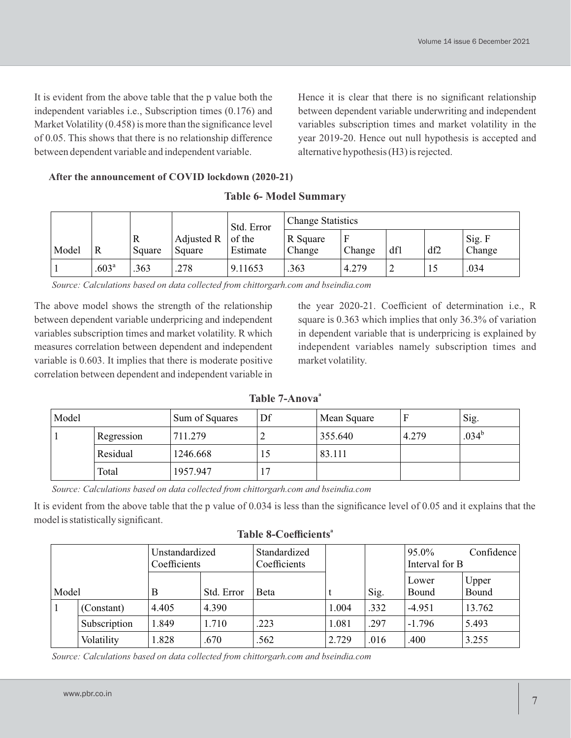It is evident from the above table that the p value both the independent variables i.e., Subscription times (0.176) and Market Volatility (0.458) is more than the significance level of 0.05. This shows that there is no relationship difference between dependent variable and independent variable.

Hence it is clear that there is no significant relationship between dependent variable underwriting and independent variables subscription times and market volatility in the year 2019-20. Hence out null hypothesis is accepted and alternative hypothesis (H3) is rejected.

**After the announcement of COVID lockdown (2020-21)**

**Table 6- Model Summary**

| Model | R | R Square | Adjusted R Square | Std. Error of the Estimate | Change Statistics | | | | |
|---|---|---|---|---|---|---|---|---|---|
| | | | | | R Square Change | F Change | df1 | df2 | Sig. F Change |
| 1 | .603[a] | .363 | .278 | 9.11653 | .363 | 4.279 | 2 | 15 | .034 |

*Source: Calculations based on data collected from chittorgarh.com and bseindia.com*

The above model shows the strength of the relationship between dependent variable underpricing and independent variables subscription times and market volatility. R which measures correlation between dependent and independent variable is 0.603. It implies that there is moderate positive correlation between dependent and independent variable in the year 2020-21. Coefficient of determination i.e., R square is 0.363 which implies that only 36.3% of variation in dependent variable that is underpricing is explained by independent variables namely subscription times and market volatility.

**Table 7-Anova[a]**

| Model | | Sum of Squares | Df | Mean Square | F | Sig. |
|---|---|---|---|---|---|---|
| 1 | Regression | 711.279 | 2 | 355.640 | 4.279 | .034[b] |
| | Residual | 1246.668 | 15 | 83.111 | | |
| | Total | 1957.947 | 17 | | | |

*Source: Calculations based on data collected from chittorgarh.com and bseindia.com*

It is evident from the above table that the p value of 0.034 is less than the significance level of 0.05 and it explains that the model is statistically significant.

**Table 8-Coefficients[a]**

| Model | | Unstandardized Coefficients | | Standardized Coefficients | t | Sig. | 95.0% Confidence Interval for B | |
|---|---|---|---|---|---|---|---|---|
| | | B | Std. Error | Beta | | | Lower Bound | Upper Bound |
| 1 | (Constant) | 4.405 | 4.390 | | 1.004 | .332 | -4.951 | 13.762 |
| | Subscription | 1.849 | 1.710 | .223 | 1.081 | .297 | -1.796 | 5.493 |
| | Volatility | 1.828 | .670 | .562 | 2.729 | .016 | .400 | 3.255 |

*Source: Calculations based on data collected from chittorgarh.com and bseindia.com*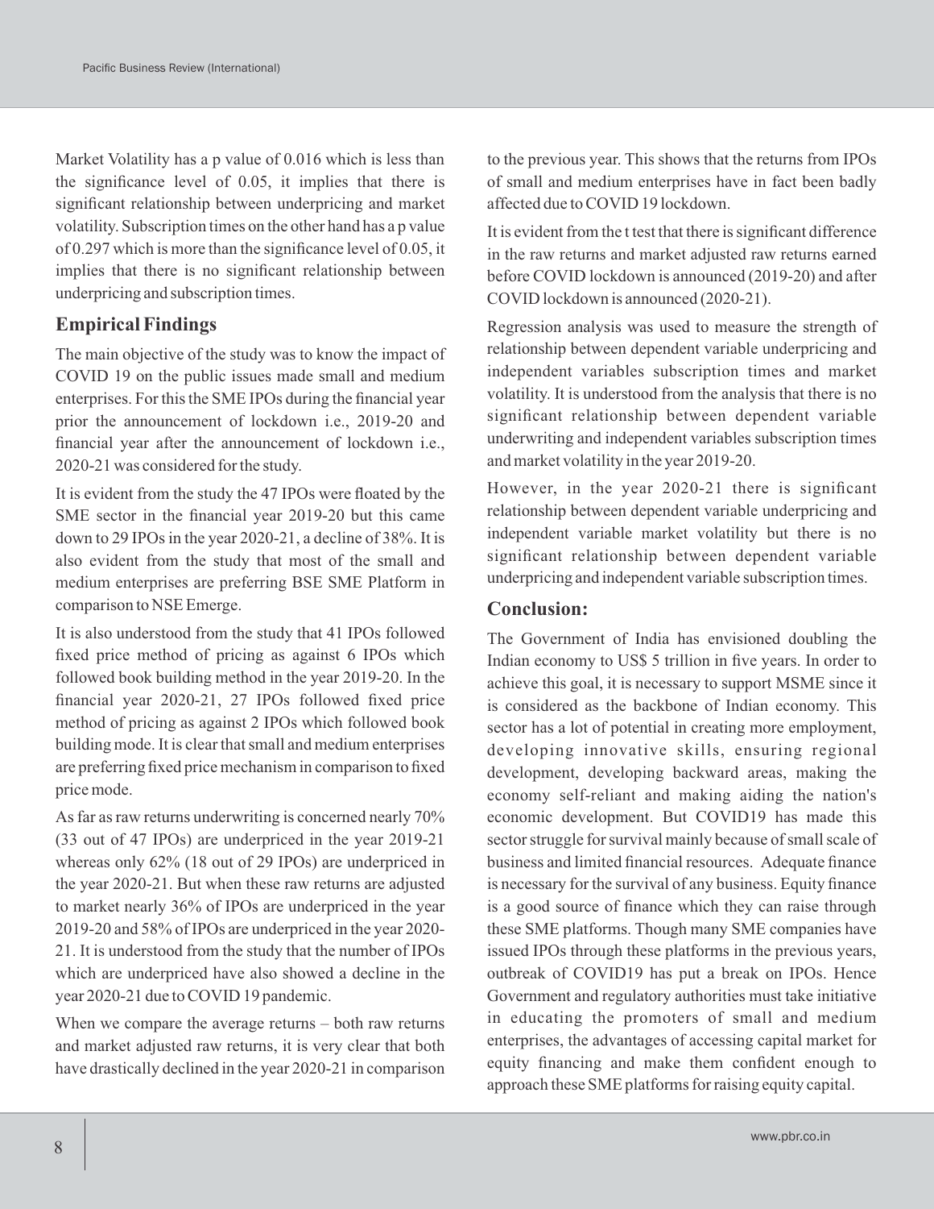Market Volatility has a p value of 0.016 which is less than the significance level of 0.05, it implies that there is significant relationship between underpricing and market volatility. Subscription times on the other hand has a p value of 0.297 which is more than the significance level of 0.05, it implies that there is no significant relationship between underpricing and subscription times.

## Empirical Findings

The main objective of the study was to know the impact of COVID 19 on the public issues made small and medium enterprises. For this the SME IPOs during the financial year prior the announcement of lockdown i.e., 2019-20 and financial year after the announcement of lockdown i.e., 2020-21 was considered for the study.

It is evident from the study the 47 IPOs were floated by the SME sector in the financial year 2019-20 but this came down to 29 IPOs in the year 2020-21, a decline of 38%. It is also evident from the study that most of the small and medium enterprises are preferring BSE SME Platform in comparison to NSE Emerge.

It is also understood from the study that 41 IPOs followed fixed price method of pricing as against 6 IPOs which followed book building method in the year 2019-20. In the financial year 2020-21, 27 IPOs followed fixed price method of pricing as against 2 IPOs which followed book building mode. It is clear that small and medium enterprises are preferring fixed price mechanism in comparison to fixed price mode.

As far as raw returns underwriting is concerned nearly 70% (33 out of 47 IPOs) are underpriced in the year 2019-21 whereas only 62% (18 out of 29 IPOs) are underpriced in the year 2020-21. But when these raw returns are adjusted to market nearly 36% of IPOs are underpriced in the year 2019-20 and 58% of IPOs are underpriced in the year 2020-21. It is understood from the study that the number of IPOs which are underpriced have also showed a decline in the year 2020-21 due to COVID 19 pandemic.

When we compare the average returns – both raw returns and market adjusted raw returns, it is very clear that both have drastically declined in the year 2020-21 in comparison to the previous year. This shows that the returns from IPOs of small and medium enterprises have in fact been badly affected due to COVID 19 lockdown.

It is evident from the t test that there is significant difference in the raw returns and market adjusted raw returns earned before COVID lockdown is announced (2019-20) and after COVID lockdown is announced (2020-21).

Regression analysis was used to measure the strength of relationship between dependent variable underpricing and independent variables subscription times and market volatility. It is understood from the analysis that there is no significant relationship between dependent variable underwriting and independent variables subscription times and market volatility in the year 2019-20.

However, in the year 2020-21 there is significant relationship between dependent variable underpricing and independent variable market volatility but there is no significant relationship between dependent variable underpricing and independent variable subscription times.

## Conclusion:

The Government of India has envisioned doubling the Indian economy to US$ 5 trillion in five years. In order to achieve this goal, it is necessary to support MSME since it is considered as the backbone of Indian economy. This sector has a lot of potential in creating more employment, developing innovative skills, ensuring regional development, developing backward areas, making the economy self-reliant and making aiding the nation's economic development. But COVID19 has made this sector struggle for survival mainly because of small scale of business and limited financial resources. Adequate finance is necessary for the survival of any business. Equity finance is a good source of finance which they can raise through these SME platforms. Though many SME companies have issued IPOs through these platforms in the previous years, outbreak of COVID19 has put a break on IPOs. Hence Government and regulatory authorities must take initiative in educating the promoters of small and medium enterprises, the advantages of accessing capital market for equity financing and make them confident enough to approach these SME platforms for raising equity capital.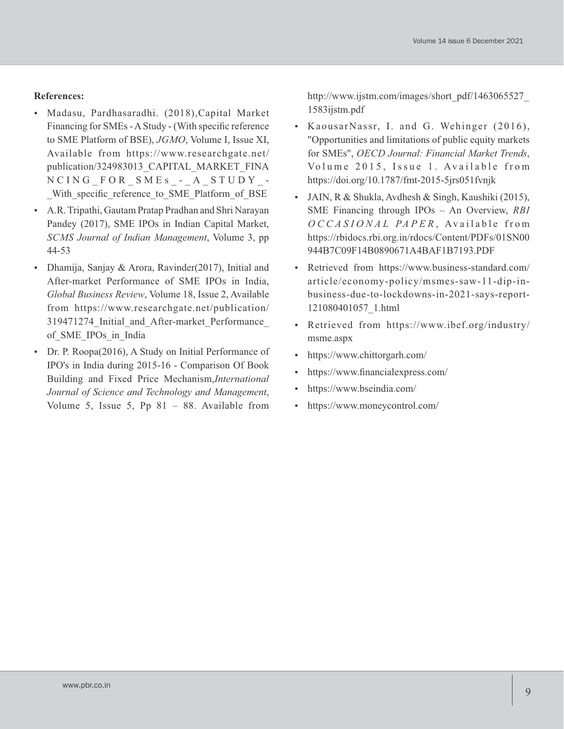**References:**

- Madasu, Pardhasaradhi. (2018),Capital Market Financing for SMEs - A Study - (With specific reference to SME Platform of BSE), *JGMO*, Volume I, Issue XI, Available from https://www.researchgate.net/publication/324983013_CAPITAL_MARKET_FINANCING_FOR_SMEs_-_A_STUDY_-_With_specific_reference_to_SME_Platform_of_BSE
- A.R. Tripathi, Gautam Pratap Pradhan and Shri Narayan Pandey (2017), SME IPOs in Indian Capital Market, *SCMS Journal of Indian Management*, Volume 3, pp 44-53
- Dhamija, Sanjay & Arora, Ravinder(2017), Initial and After-market Performance of SME IPOs in India, *Global Business Review*, Volume 18, Issue 2, Available from https://www.researchgate.net/publication/319471274_Initial_and_After-market_Performance_of_SME_IPOs_in_India
- Dr. P. Roopa(2016), A Study on Initial Performance of IPO's in India during 2015-16 - Comparison Of Book Building and Fixed Price Mechanism,*International Journal of Science and Technology and Management*, Volume 5, Issue 5, Pp 81 – 88. Available from http://www.ijstm.com/images/short_pdf/1463065527_1583ijstm.pdf
- KaousarNassr, I. and G. Wehinger (2016), "Opportunities and limitations of public equity markets for SMEs", *OECD Journal: Financial Market Trends*, Volume 2015, Issue 1. Available from https://doi.org/10.1787/fmt-2015-5jrs051fvnjk
- JAIN, R & Shukla, Avdhesh & Singh, Kaushiki (2015), SME Financing through IPOs – An Overview, *RBI OCCASIONAL PAPER*, Available from https://rbidocs.rbi.org.in/rdocs/Content/PDFs/01SN00944B7C09F14B0890671A4BAF1B7193.PDF
- Retrieved from https://www.business-standard.com/article/economy-policy/msmes-saw-11-dip-in-business-due-to-lockdowns-in-2021-says-report-121080401057_1.html
- Retrieved from https://www.ibef.org/industry/msme.aspx
- https://www.chittorgarh.com/
- https://www.financialexpress.com/
- https://www.bseindia.com/
- https://www.moneycontrol.com/